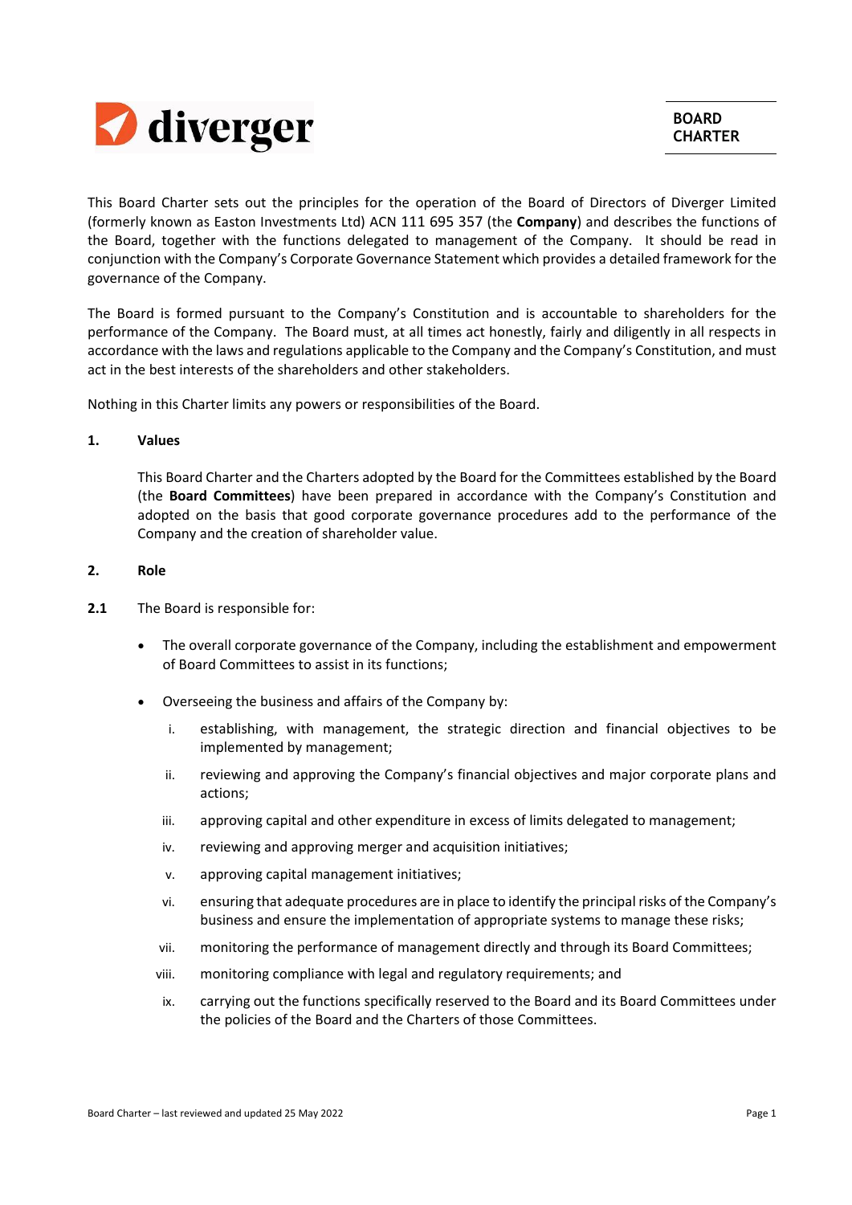diverger

# BOARD CHARTER

This Board Charter sets out the principles for the operation of the Board of Directors of Diverger Limited (formerly known as Easton Investments Ltd) ACN 111 695 357 (the **Company**) and describes the functions of the Board, together with the functions delegated to management of the Company. It should be read in conjunction with the Company's Corporate Governance Statement which provides a detailed framework for the governance of the Company.

The Board is formed pursuant to the Company's Constitution and is accountable to shareholders for the performance of the Company. The Board must, at all times act honestly, fairly and diligently in all respects in accordance with the laws and regulations applicable to the Company and the Company's Constitution, and must act in the best interests of the shareholders and other stakeholders.

Nothing in this Charter limits any powers or responsibilities of the Board.

## 1. Values

This Board Charter and the Charters adopted by the Board for the Committees established by the Board (the **Board Committees**) have been prepared in accordance with the Company's Constitution and adopted on the basis that good corporate governance procedures add to the performance of the Company and the creation of shareholder value.

## 2. Role

**2.1** The Board is responsible for:

- The overall corporate governance of the Company, including the establishment and empowerment of Board Committees to assist in its functions;
- Overseeing the business and affairs of the Company by:
  - i. establishing, with management, the strategic direction and financial objectives to be implemented by management;
  - ii. reviewing and approving the Company's financial objectives and major corporate plans and actions;
  - iii. approving capital and other expenditure in excess of limits delegated to management;
  - iv. reviewing and approving merger and acquisition initiatives;
  - v. approving capital management initiatives;
  - vi. ensuring that adequate procedures are in place to identify the principal risks of the Company's business and ensure the implementation of appropriate systems to manage these risks;
  - vii. monitoring the performance of management directly and through its Board Committees;
  - viii. monitoring compliance with legal and regulatory requirements; and
  - ix. carrying out the functions specifically reserved to the Board and its Board Committees under the policies of the Board and the Charters of those Committees.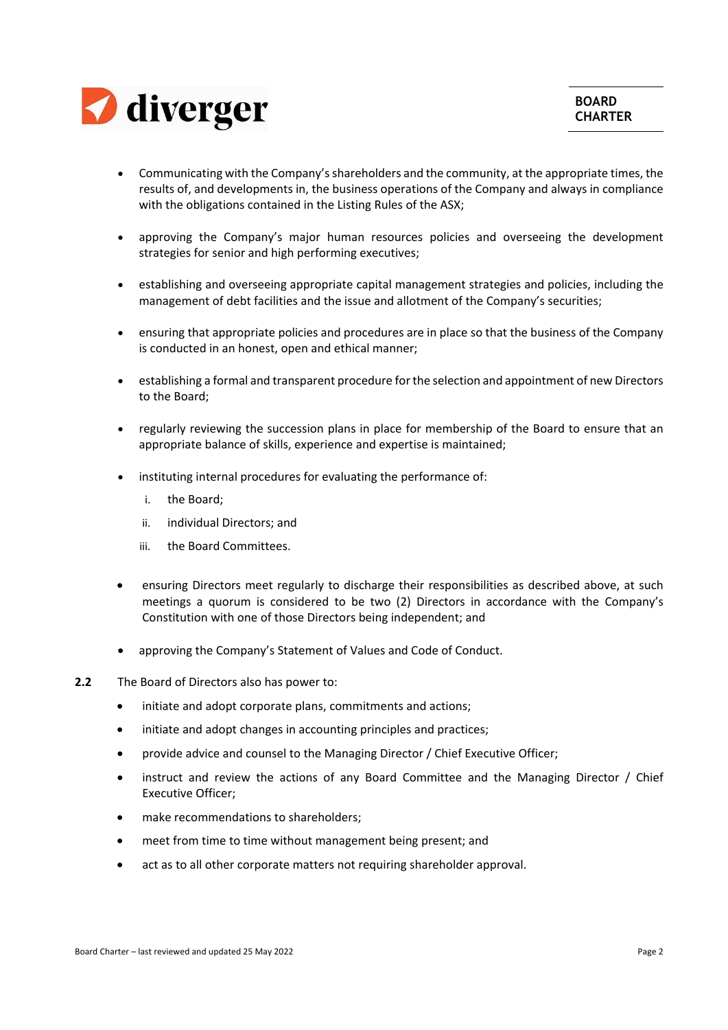- Communicating with the Company's shareholders and the community, at the appropriate times, the results of, and developments in, the business operations of the Company and always in compliance with the obligations contained in the Listing Rules of the ASX;

- approving the Company's major human resources policies and overseeing the development strategies for senior and high performing executives;

- establishing and overseeing appropriate capital management strategies and policies, including the management of debt facilities and the issue and allotment of the Company's securities;

- ensuring that appropriate policies and procedures are in place so that the business of the Company is conducted in an honest, open and ethical manner;

- establishing a formal and transparent procedure for the selection and appointment of new Directors to the Board;

- regularly reviewing the succession plans in place for membership of the Board to ensure that an appropriate balance of skills, experience and expertise is maintained;

- instituting internal procedures for evaluating the performance of:
  i. the Board;
  ii. individual Directors; and
  iii. the Board Committees.

- ensuring Directors meet regularly to discharge their responsibilities as described above, at such meetings a quorum is considered to be two (2) Directors in accordance with the Company's Constitution with one of those Directors being independent; and

- approving the Company's Statement of Values and Code of Conduct.

**2.2** The Board of Directors also has power to:

- initiate and adopt corporate plans, commitments and actions;
- initiate and adopt changes in accounting principles and practices;
- provide advice and counsel to the Managing Director / Chief Executive Officer;
- instruct and review the actions of any Board Committee and the Managing Director / Chief Executive Officer;
- make recommendations to shareholders;
- meet from time to time without management being present; and
- act as to all other corporate matters not requiring shareholder approval.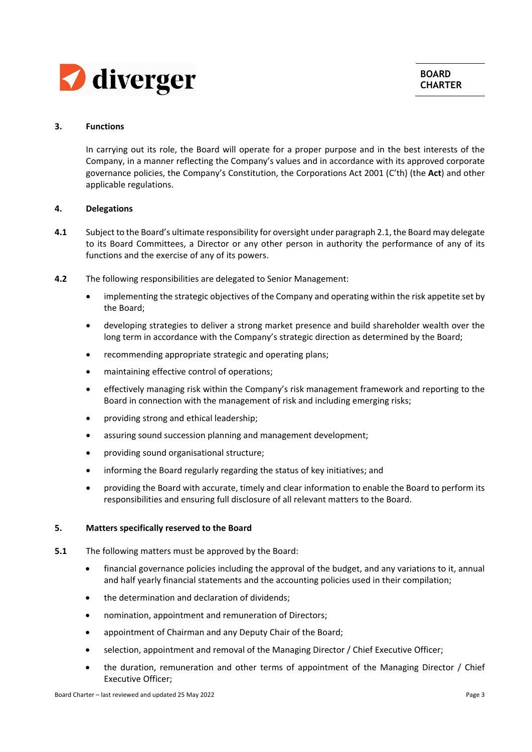## 3. Functions

In carrying out its role, the Board will operate for a proper purpose and in the best interests of the Company, in a manner reflecting the Company's values and in accordance with its approved corporate governance policies, the Company's Constitution, the Corporations Act 2001 (C'th) (the **Act**) and other applicable regulations.

## 4. Delegations

**4.1** Subject to the Board's ultimate responsibility for oversight under paragraph 2.1, the Board may delegate to its Board Committees, a Director or any other person in authority the performance of any of its functions and the exercise of any of its powers.

**4.2** The following responsibilities are delegated to Senior Management:

- implementing the strategic objectives of the Company and operating within the risk appetite set by the Board;
- developing strategies to deliver a strong market presence and build shareholder wealth over the long term in accordance with the Company's strategic direction as determined by the Board;
- recommending appropriate strategic and operating plans;
- maintaining effective control of operations;
- effectively managing risk within the Company's risk management framework and reporting to the Board in connection with the management of risk and including emerging risks;
- providing strong and ethical leadership;
- assuring sound succession planning and management development;
- providing sound organisational structure;
- informing the Board regularly regarding the status of key initiatives; and
- providing the Board with accurate, timely and clear information to enable the Board to perform its responsibilities and ensuring full disclosure of all relevant matters to the Board.

## 5. Matters specifically reserved to the Board

**5.1** The following matters must be approved by the Board:

- financial governance policies including the approval of the budget, and any variations to it, annual and half yearly financial statements and the accounting policies used in their compilation;
- the determination and declaration of dividends;
- nomination, appointment and remuneration of Directors;
- appointment of Chairman and any Deputy Chair of the Board;
- selection, appointment and removal of the Managing Director / Chief Executive Officer;
- the duration, remuneration and other terms of appointment of the Managing Director / Chief Executive Officer;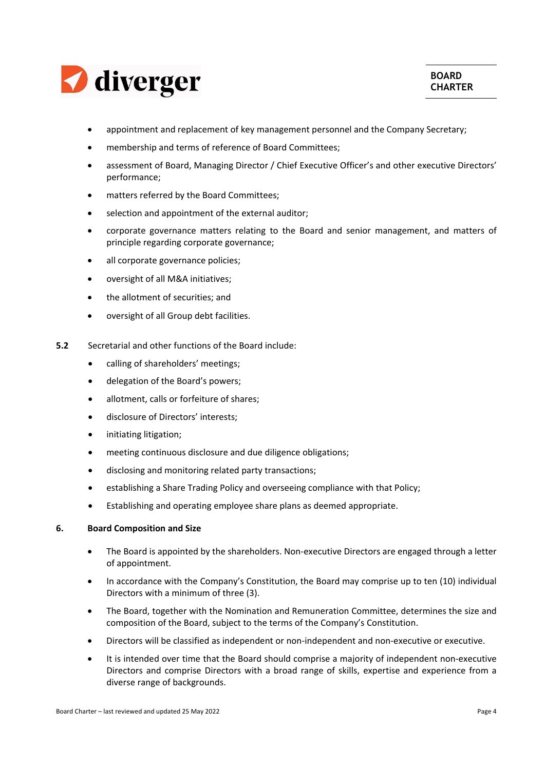- appointment and replacement of key management personnel and the Company Secretary;
- membership and terms of reference of Board Committees;
- assessment of Board, Managing Director / Chief Executive Officer's and other executive Directors' performance;
- matters referred by the Board Committees;
- selection and appointment of the external auditor;
- corporate governance matters relating to the Board and senior management, and matters of principle regarding corporate governance;
- all corporate governance policies;
- oversight of all M&A initiatives;
- the allotment of securities; and
- oversight of all Group debt facilities.

**5.2** Secretarial and other functions of the Board include:

- calling of shareholders' meetings;
- delegation of the Board's powers;
- allotment, calls or forfeiture of shares;
- disclosure of Directors' interests;
- initiating litigation;
- meeting continuous disclosure and due diligence obligations;
- disclosing and monitoring related party transactions;
- establishing a Share Trading Policy and overseeing compliance with that Policy;
- Establishing and operating employee share plans as deemed appropriate.

## 6. Board Composition and Size

- The Board is appointed by the shareholders. Non-executive Directors are engaged through a letter of appointment.
- In accordance with the Company's Constitution, the Board may comprise up to ten (10) individual Directors with a minimum of three (3).
- The Board, together with the Nomination and Remuneration Committee, determines the size and composition of the Board, subject to the terms of the Company's Constitution.
- Directors will be classified as independent or non-independent and non-executive or executive.
- It is intended over time that the Board should comprise a majority of independent non-executive Directors and comprise Directors with a broad range of skills, expertise and experience from a diverse range of backgrounds.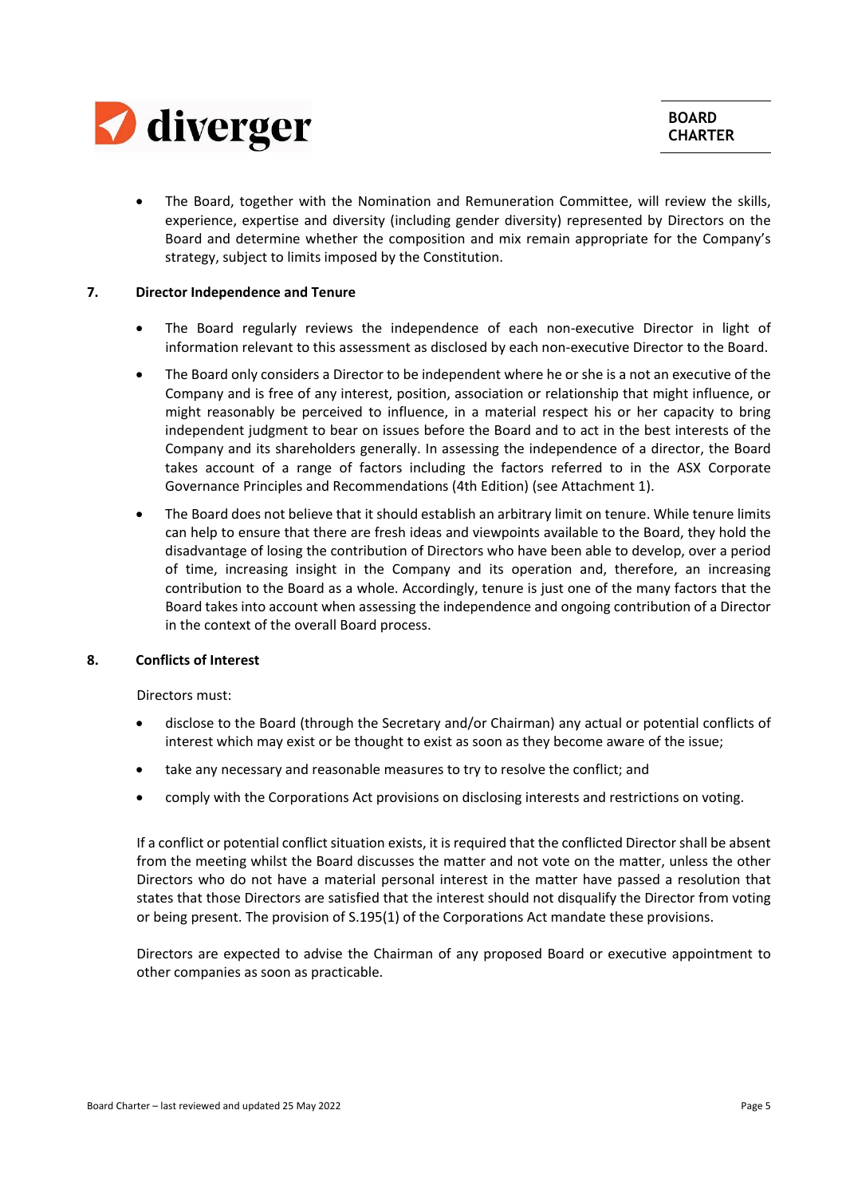- The Board, together with the Nomination and Remuneration Committee, will review the skills, experience, expertise and diversity (including gender diversity) represented by Directors on the Board and determine whether the composition and mix remain appropriate for the Company's strategy, subject to limits imposed by the Constitution.

## 7. Director Independence and Tenure

- The Board regularly reviews the independence of each non-executive Director in light of information relevant to this assessment as disclosed by each non-executive Director to the Board.
- The Board only considers a Director to be independent where he or she is a not an executive of the Company and is free of any interest, position, association or relationship that might influence, or might reasonably be perceived to influence, in a material respect his or her capacity to bring independent judgment to bear on issues before the Board and to act in the best interests of the Company and its shareholders generally. In assessing the independence of a director, the Board takes account of a range of factors including the factors referred to in the ASX Corporate Governance Principles and Recommendations (4th Edition) (see Attachment 1).
- The Board does not believe that it should establish an arbitrary limit on tenure. While tenure limits can help to ensure that there are fresh ideas and viewpoints available to the Board, they hold the disadvantage of losing the contribution of Directors who have been able to develop, over a period of time, increasing insight in the Company and its operation and, therefore, an increasing contribution to the Board as a whole. Accordingly, tenure is just one of the many factors that the Board takes into account when assessing the independence and ongoing contribution of a Director in the context of the overall Board process.

## 8. Conflicts of Interest

Directors must:

- disclose to the Board (through the Secretary and/or Chairman) any actual or potential conflicts of interest which may exist or be thought to exist as soon as they become aware of the issue;
- take any necessary and reasonable measures to try to resolve the conflict; and
- comply with the Corporations Act provisions on disclosing interests and restrictions on voting.

If a conflict or potential conflict situation exists, it is required that the conflicted Director shall be absent from the meeting whilst the Board discusses the matter and not vote on the matter, unless the other Directors who do not have a material personal interest in the matter have passed a resolution that states that those Directors are satisfied that the interest should not disqualify the Director from voting or being present. The provision of S.195(1) of the Corporations Act mandate these provisions.

Directors are expected to advise the Chairman of any proposed Board or executive appointment to other companies as soon as practicable.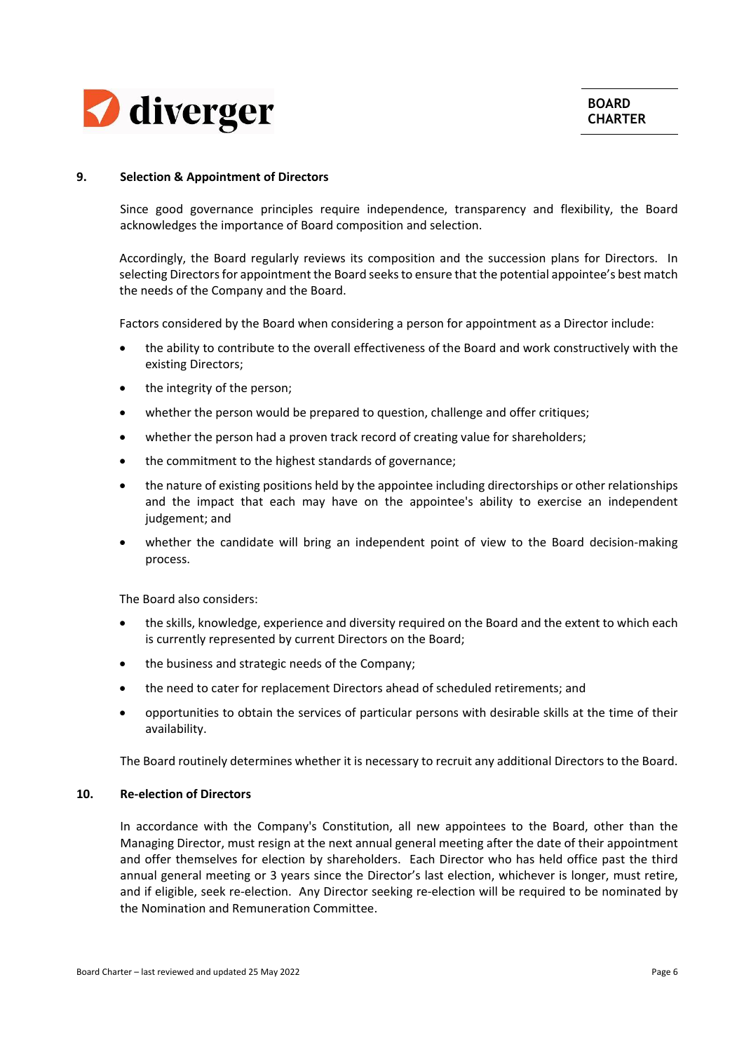## 9. Selection & Appointment of Directors

Since good governance principles require independence, transparency and flexibility, the Board acknowledges the importance of Board composition and selection.

Accordingly, the Board regularly reviews its composition and the succession plans for Directors. In selecting Directors for appointment the Board seeks to ensure that the potential appointee's best match the needs of the Company and the Board.

Factors considered by the Board when considering a person for appointment as a Director include:

- the ability to contribute to the overall effectiveness of the Board and work constructively with the existing Directors;
- the integrity of the person;
- whether the person would be prepared to question, challenge and offer critiques;
- whether the person had a proven track record of creating value for shareholders;
- the commitment to the highest standards of governance;
- the nature of existing positions held by the appointee including directorships or other relationships and the impact that each may have on the appointee's ability to exercise an independent judgement; and
- whether the candidate will bring an independent point of view to the Board decision-making process.

The Board also considers:

- the skills, knowledge, experience and diversity required on the Board and the extent to which each is currently represented by current Directors on the Board;
- the business and strategic needs of the Company;
- the need to cater for replacement Directors ahead of scheduled retirements; and
- opportunities to obtain the services of particular persons with desirable skills at the time of their availability.

The Board routinely determines whether it is necessary to recruit any additional Directors to the Board.

## 10. Re-election of Directors

In accordance with the Company's Constitution, all new appointees to the Board, other than the Managing Director, must resign at the next annual general meeting after the date of their appointment and offer themselves for election by shareholders. Each Director who has held office past the third annual general meeting or 3 years since the Director's last election, whichever is longer, must retire, and if eligible, seek re-election. Any Director seeking re-election will be required to be nominated by the Nomination and Remuneration Committee.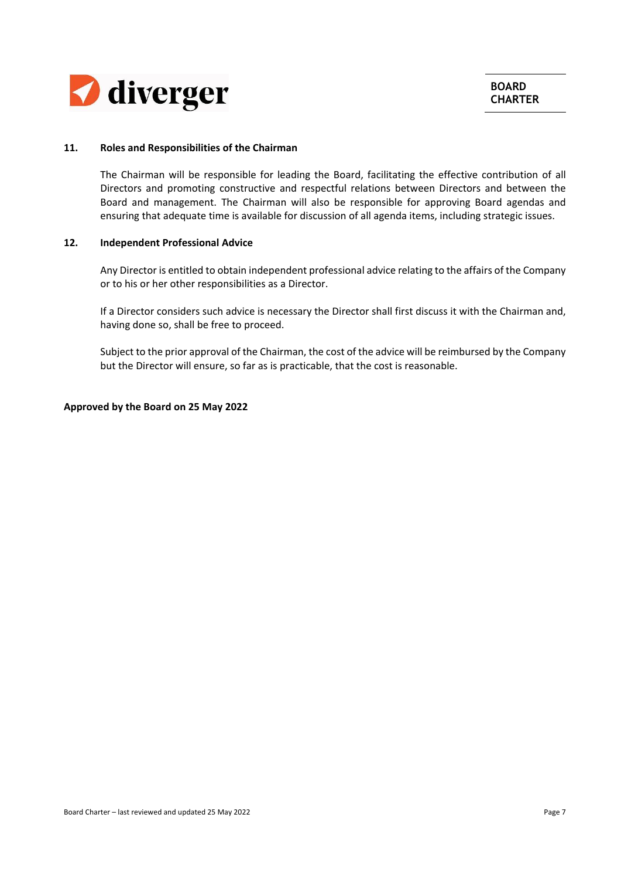## 11. Roles and Responsibilities of the Chairman

The Chairman will be responsible for leading the Board, facilitating the effective contribution of all Directors and promoting constructive and respectful relations between Directors and between the Board and management. The Chairman will also be responsible for approving Board agendas and ensuring that adequate time is available for discussion of all agenda items, including strategic issues.

## 12. Independent Professional Advice

Any Director is entitled to obtain independent professional advice relating to the affairs of the Company or to his or her other responsibilities as a Director.

If a Director considers such advice is necessary the Director shall first discuss it with the Chairman and, having done so, shall be free to proceed.

Subject to the prior approval of the Chairman, the cost of the advice will be reimbursed by the Company but the Director will ensure, so far as is practicable, that the cost is reasonable.

**Approved by the Board on 25 May 2022**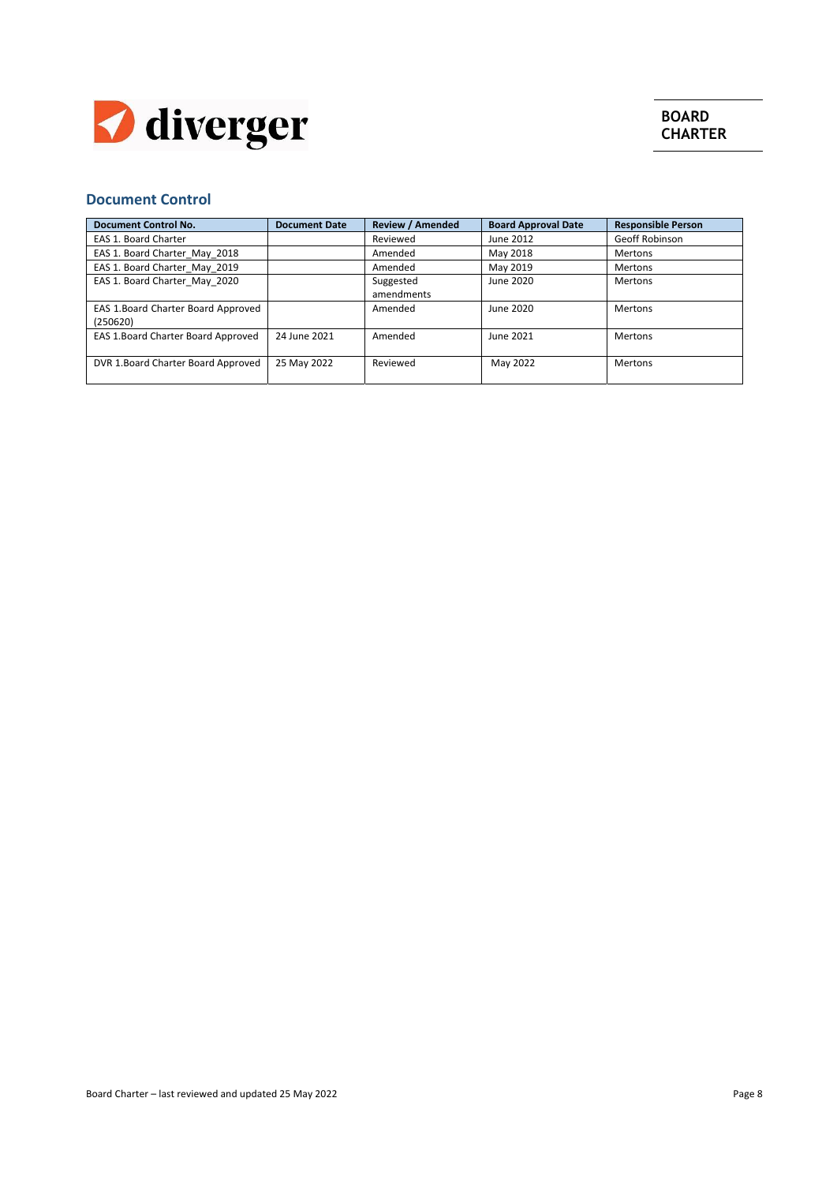## Document Control

| Document Control No. | Document Date | Review / Amended | Board Approval Date | Responsible Person |
|---|---|---|---|---|
| EAS 1. Board Charter | | Reviewed | June 2012 | Geoff Robinson |
| EAS 1. Board Charter_May_2018 | | Amended | May 2018 | Mertons |
| EAS 1. Board Charter_May_2019 | | Amended | May 2019 | Mertons |
| EAS 1. Board Charter_May_2020 | | Suggested amendments | June 2020 | Mertons |
| EAS 1.Board Charter Board Approved (250620) | | Amended | June 2020 | Mertons |
| EAS 1.Board Charter Board Approved | 24 June 2021 | Amended | June 2021 | Mertons |
| DVR 1.Board Charter Board Approved | 25 May 2022 | Reviewed | May 2022 | Mertons |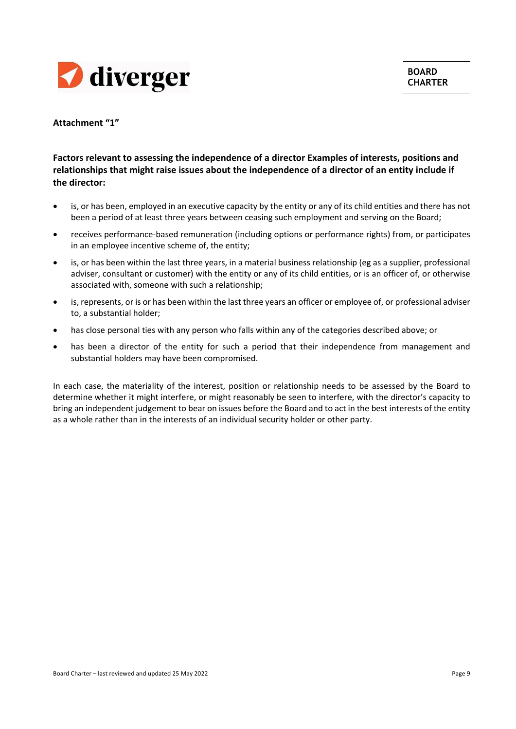**Attachment "1"**

**Factors relevant to assessing the independence of a director Examples of interests, positions and relationships that might raise issues about the independence of a director of an entity include if the director:**

- is, or has been, employed in an executive capacity by the entity or any of its child entities and there has not been a period of at least three years between ceasing such employment and serving on the Board;
- receives performance-based remuneration (including options or performance rights) from, or participates in an employee incentive scheme of, the entity;
- is, or has been within the last three years, in a material business relationship (eg as a supplier, professional adviser, consultant or customer) with the entity or any of its child entities, or is an officer of, or otherwise associated with, someone with such a relationship;
- is, represents, or is or has been within the last three years an officer or employee of, or professional adviser to, a substantial holder;
- has close personal ties with any person who falls within any of the categories described above; or
- has been a director of the entity for such a period that their independence from management and substantial holders may have been compromised.

In each case, the materiality of the interest, position or relationship needs to be assessed by the Board to determine whether it might interfere, or might reasonably be seen to interfere, with the director's capacity to bring an independent judgement to bear on issues before the Board and to act in the best interests of the entity as a whole rather than in the interests of an individual security holder or other party.